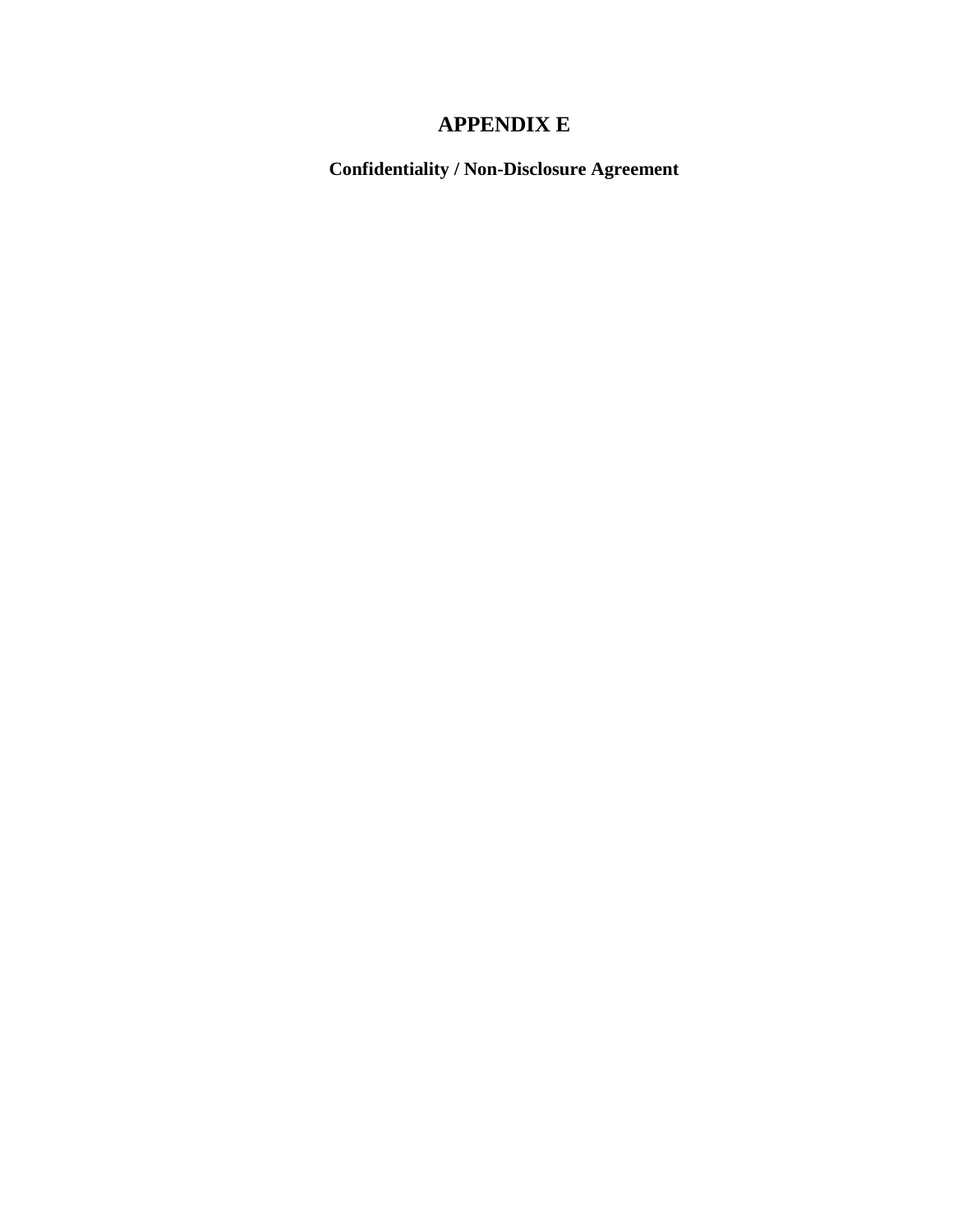# APPENDIX E

## Confidentiality / Non-Disclosure Agreement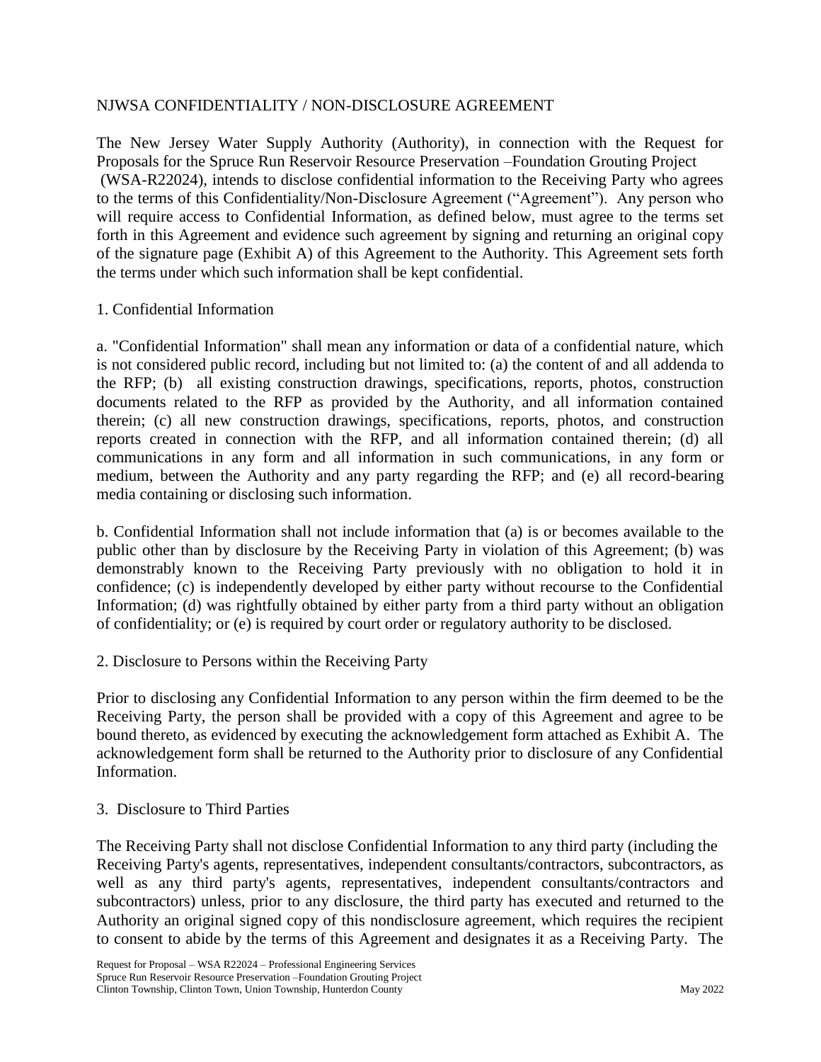NJWSA CONFIDENTIALITY / NON-DISCLOSURE AGREEMENT

The New Jersey Water Supply Authority (Authority), in connection with the Request for Proposals for the Spruce Run Reservoir Resource Preservation –Foundation Grouting Project (WSA-R22024), intends to disclose confidential information to the Receiving Party who agrees to the terms of this Confidentiality/Non-Disclosure Agreement ("Agreement"). Any person who will require access to Confidential Information, as defined below, must agree to the terms set forth in this Agreement and evidence such agreement by signing and returning an original copy of the signature page (Exhibit A) of this Agreement to the Authority. This Agreement sets forth the terms under which such information shall be kept confidential.

1. Confidential Information

a. "Confidential Information" shall mean any information or data of a confidential nature, which is not considered public record, including but not limited to: (a) the content of and all addenda to the RFP; (b) all existing construction drawings, specifications, reports, photos, construction documents related to the RFP as provided by the Authority, and all information contained therein; (c) all new construction drawings, specifications, reports, photos, and construction reports created in connection with the RFP, and all information contained therein; (d) all communications in any form and all information in such communications, in any form or medium, between the Authority and any party regarding the RFP; and (e) all record-bearing media containing or disclosing such information.

b. Confidential Information shall not include information that (a) is or becomes available to the public other than by disclosure by the Receiving Party in violation of this Agreement; (b) was demonstrably known to the Receiving Party previously with no obligation to hold it in confidence; (c) is independently developed by either party without recourse to the Confidential Information; (d) was rightfully obtained by either party from a third party without an obligation of confidentiality; or (e) is required by court order or regulatory authority to be disclosed.

2. Disclosure to Persons within the Receiving Party

Prior to disclosing any Confidential Information to any person within the firm deemed to be the Receiving Party, the person shall be provided with a copy of this Agreement and agree to be bound thereto, as evidenced by executing the acknowledgement form attached as Exhibit A. The acknowledgement form shall be returned to the Authority prior to disclosure of any Confidential Information.

3. Disclosure to Third Parties

The Receiving Party shall not disclose Confidential Information to any third party (including the Receiving Party's agents, representatives, independent consultants/contractors, subcontractors, as well as any third party's agents, representatives, independent consultants/contractors and subcontractors) unless, prior to any disclosure, the third party has executed and returned to the Authority an original signed copy of this nondisclosure agreement, which requires the recipient to consent to abide by the terms of this Agreement and designates it as a Receiving Party. The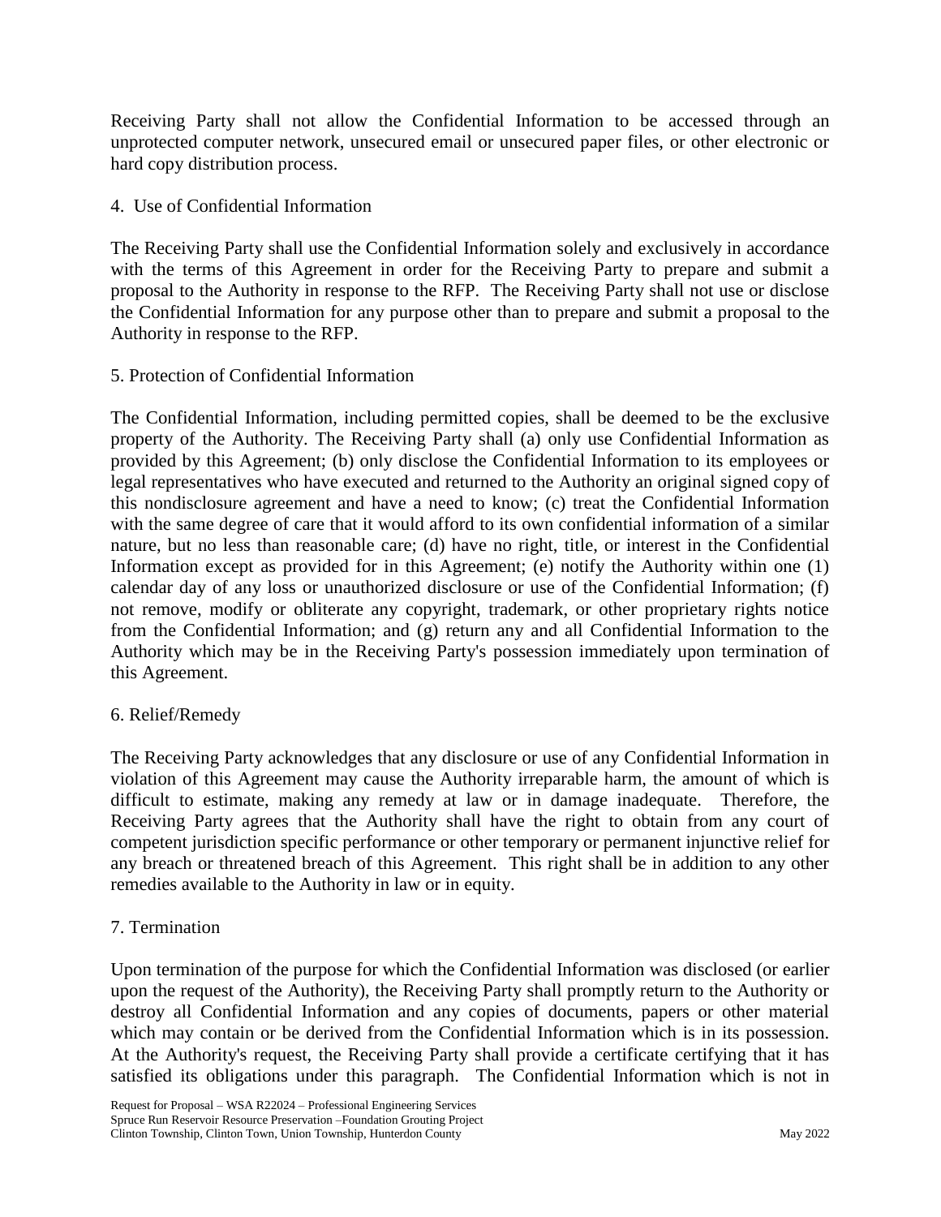Receiving Party shall not allow the Confidential Information to be accessed through an unprotected computer network, unsecured email or unsecured paper files, or other electronic or hard copy distribution process.

4. Use of Confidential Information

The Receiving Party shall use the Confidential Information solely and exclusively in accordance with the terms of this Agreement in order for the Receiving Party to prepare and submit a proposal to the Authority in response to the RFP. The Receiving Party shall not use or disclose the Confidential Information for any purpose other than to prepare and submit a proposal to the Authority in response to the RFP.

5. Protection of Confidential Information

The Confidential Information, including permitted copies, shall be deemed to be the exclusive property of the Authority. The Receiving Party shall (a) only use Confidential Information as provided by this Agreement; (b) only disclose the Confidential Information to its employees or legal representatives who have executed and returned to the Authority an original signed copy of this nondisclosure agreement and have a need to know; (c) treat the Confidential Information with the same degree of care that it would afford to its own confidential information of a similar nature, but no less than reasonable care; (d) have no right, title, or interest in the Confidential Information except as provided for in this Agreement; (e) notify the Authority within one (1) calendar day of any loss or unauthorized disclosure or use of the Confidential Information; (f) not remove, modify or obliterate any copyright, trademark, or other proprietary rights notice from the Confidential Information; and (g) return any and all Confidential Information to the Authority which may be in the Receiving Party's possession immediately upon termination of this Agreement.

6. Relief/Remedy

The Receiving Party acknowledges that any disclosure or use of any Confidential Information in violation of this Agreement may cause the Authority irreparable harm, the amount of which is difficult to estimate, making any remedy at law or in damage inadequate. Therefore, the Receiving Party agrees that the Authority shall have the right to obtain from any court of competent jurisdiction specific performance or other temporary or permanent injunctive relief for any breach or threatened breach of this Agreement. This right shall be in addition to any other remedies available to the Authority in law or in equity.

7. Termination

Upon termination of the purpose for which the Confidential Information was disclosed (or earlier upon the request of the Authority), the Receiving Party shall promptly return to the Authority or destroy all Confidential Information and any copies of documents, papers or other material which may contain or be derived from the Confidential Information which is in its possession. At the Authority's request, the Receiving Party shall provide a certificate certifying that it has satisfied its obligations under this paragraph. The Confidential Information which is not in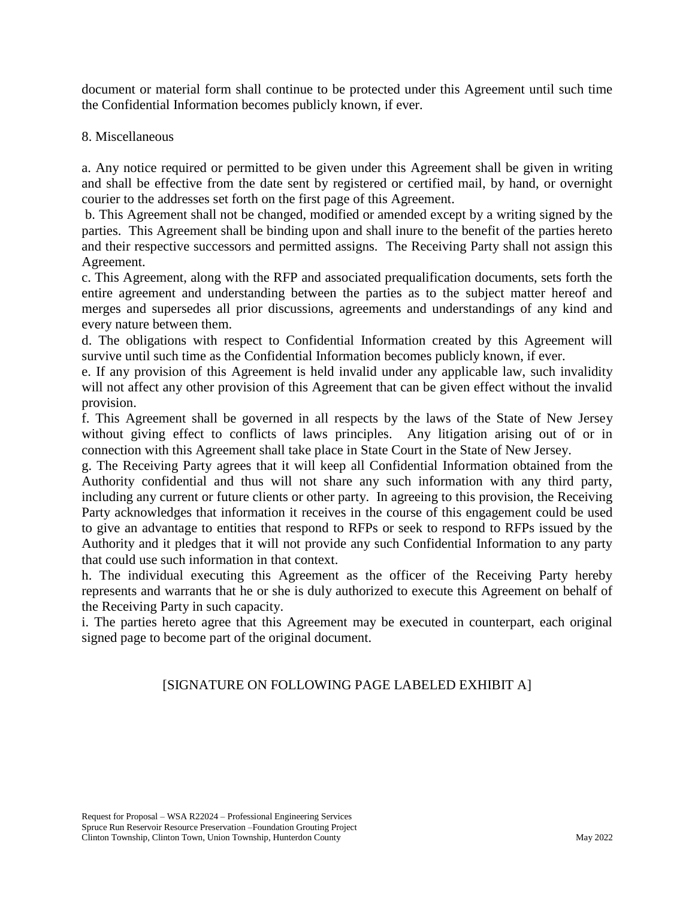document or material form shall continue to be protected under this Agreement until such time the Confidential Information becomes publicly known, if ever.

8. Miscellaneous

a. Any notice required or permitted to be given under this Agreement shall be given in writing and shall be effective from the date sent by registered or certified mail, by hand, or overnight courier to the addresses set forth on the first page of this Agreement.

b. This Agreement shall not be changed, modified or amended except by a writing signed by the parties. This Agreement shall be binding upon and shall inure to the benefit of the parties hereto and their respective successors and permitted assigns. The Receiving Party shall not assign this Agreement.

c. This Agreement, along with the RFP and associated prequalification documents, sets forth the entire agreement and understanding between the parties as to the subject matter hereof and merges and supersedes all prior discussions, agreements and understandings of any kind and every nature between them.

d. The obligations with respect to Confidential Information created by this Agreement will survive until such time as the Confidential Information becomes publicly known, if ever.

e. If any provision of this Agreement is held invalid under any applicable law, such invalidity will not affect any other provision of this Agreement that can be given effect without the invalid provision.

f. This Agreement shall be governed in all respects by the laws of the State of New Jersey without giving effect to conflicts of laws principles. Any litigation arising out of or in connection with this Agreement shall take place in State Court in the State of New Jersey.

g. The Receiving Party agrees that it will keep all Confidential Information obtained from the Authority confidential and thus will not share any such information with any third party, including any current or future clients or other party. In agreeing to this provision, the Receiving Party acknowledges that information it receives in the course of this engagement could be used to give an advantage to entities that respond to RFPs or seek to respond to RFPs issued by the Authority and it pledges that it will not provide any such Confidential Information to any party that could use such information in that context.

h. The individual executing this Agreement as the officer of the Receiving Party hereby represents and warrants that he or she is duly authorized to execute this Agreement on behalf of the Receiving Party in such capacity.

i. The parties hereto agree that this Agreement may be executed in counterpart, each original signed page to become part of the original document.

[SIGNATURE ON FOLLOWING PAGE LABELED EXHIBIT A]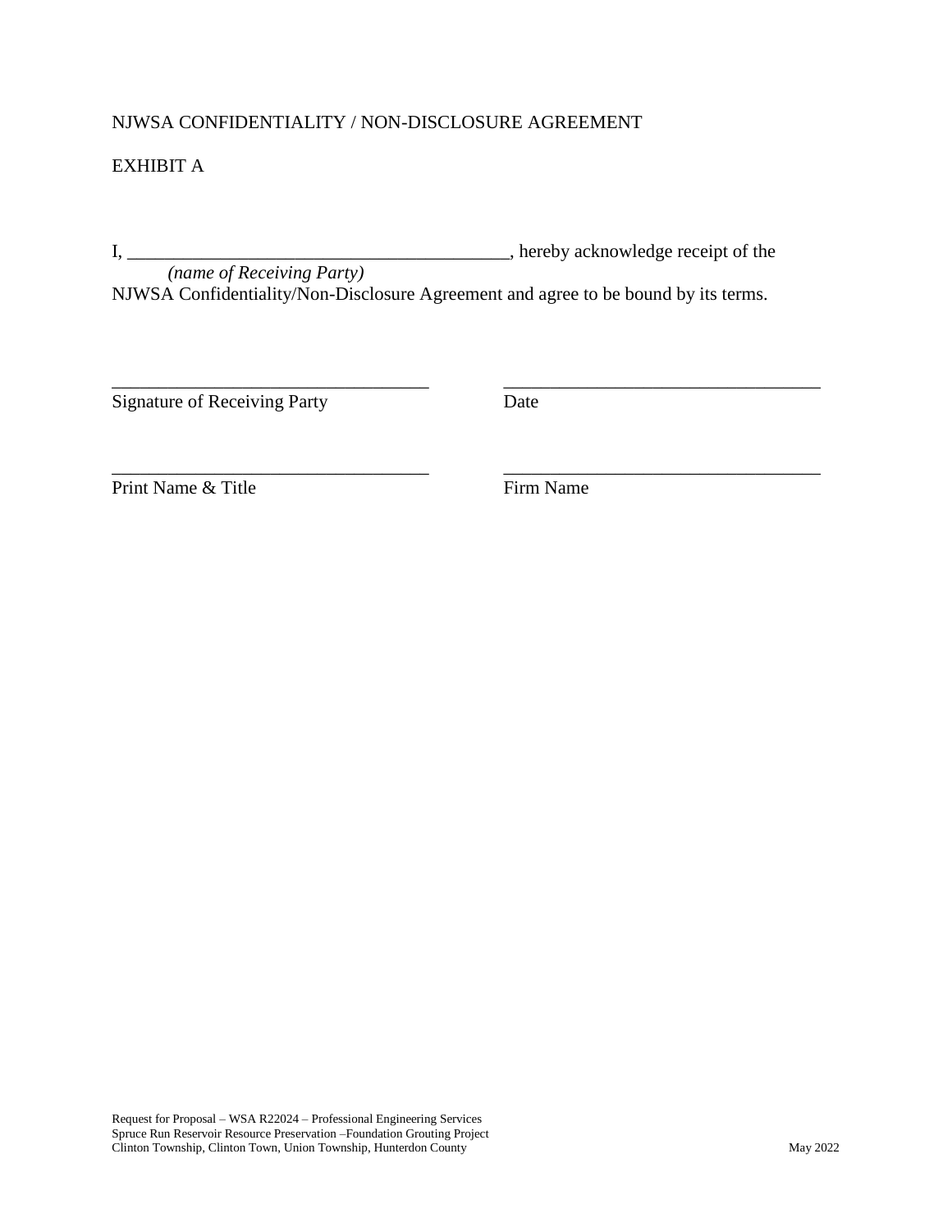NJWSA CONFIDENTIALITY / NON-DISCLOSURE AGREEMENT

EXHIBIT A

I, _________________________________________, hereby acknowledge receipt of the
*(name of Receiving Party)*
NJWSA Confidentiality/Non-Disclosure Agreement and agree to be bound by its terms.

| | |
|---|---|
| __________________________________ | __________________________________ |
| Signature of Receiving Party | Date |
| __________________________________ | __________________________________ |
| Print Name & Title | Firm Name |